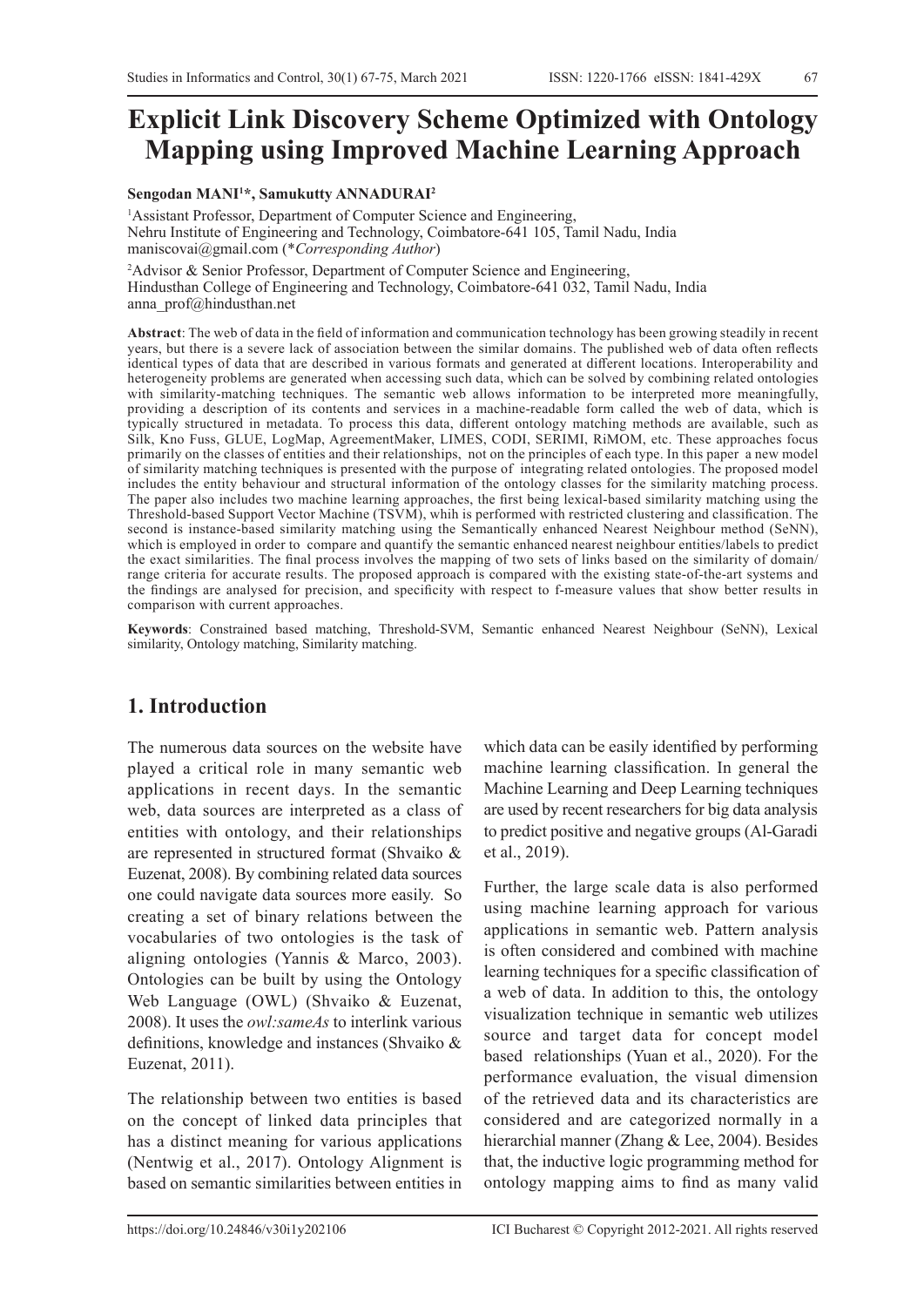# Explicit Link Discovery Scheme Optimized with Ontology Mapping using Improved Machine Learning Approach

**Sengodan MANI[1]*, Samukutty ANNADURAI[2]**

[1]Assistant Professor, Department of Computer Science and Engineering,
Nehru Institute of Engineering and Technology, Coimbatore-641 105, Tamil Nadu, India
maniscovai@gmail.com (**Corresponding Author*)

[2]Advisor & Senior Professor, Department of Computer Science and Engineering,
Hindusthan College of Engineering and Technology, Coimbatore-641 032, Tamil Nadu, India
anna_prof@hindusthan.net

**Abstract**: The web of data in the field of information and communication technology has been growing steadily in recent years, but there is a severe lack of association between the similar domains. The published web of data often reflects identical types of data that are described in various formats and generated at different locations. Interoperability and heterogeneity problems are generated when accessing such data, which can be solved by combining related ontologies with similarity-matching techniques. The semantic web allows information to be interpreted more meaningfully, providing a description of its contents and services in a machine-readable form called the web of data, which is typically structured in metadata. To process this data, different ontology matching methods are available, such as Silk, Kno Fuss, GLUE, LogMap, AgreementMaker, LIMES, CODI, SERIMI, RiMOM, etc. These approaches focus primarily on the classes of entities and their relationships, not on the principles of each type. In this paper a new model of similarity matching techniques is presented with the purpose of integrating related ontologies. The proposed model includes the entity behaviour and structural information of the ontology classes for the similarity matching process. The paper also includes two machine learning approaches, the first being lexical-based similarity matching using the Threshold-based Support Vector Machine (TSVM), whih is performed with restricted clustering and classification. The second is instance-based similarity matching using the Semantically enhanced Nearest Neighbour method (SeNN), which is employed in order to compare and quantify the semantic enhanced nearest neighbour entities/labels to predict the exact similarities. The final process involves the mapping of two sets of links based on the similarity of domain/range criteria for accurate results. The proposed approach is compared with the existing state-of-the-art systems and the findings are analysed for precision, and specificity with respect to f-measure values that show better results in comparison with current approaches.

**Keywords**: Constrained based matching, Threshold-SVM, Semantic enhanced Nearest Neighbour (SeNN), Lexical similarity, Ontology matching, Similarity matching.

## 1. Introduction

The numerous data sources on the website have played a critical role in many semantic web applications in recent days. In the semantic web, data sources are interpreted as a class of entities with ontology, and their relationships are represented in structured format (Shvaiko & Euzenat, 2008). By combining related data sources one could navigate data sources more easily. So creating a set of binary relations between the vocabularies of two ontologies is the task of aligning ontologies (Yannis & Marco, 2003). Ontologies can be built by using the Ontology Web Language (OWL) (Shvaiko & Euzenat, 2008). It uses the *owl:sameAs* to interlink various definitions, knowledge and instances (Shvaiko & Euzenat, 2011).

The relationship between two entities is based on the concept of linked data principles that has a distinct meaning for various applications (Nentwig et al., 2017). Ontology Alignment is based on semantic similarities between entities in which data can be easily identified by performing machine learning classification. In general the Machine Learning and Deep Learning techniques are used by recent researchers for big data analysis to predict positive and negative groups (Al-Garadi et al., 2019).

Further, the large scale data is also performed using machine learning approach for various applications in semantic web. Pattern analysis is often considered and combined with machine learning techniques for a specific classification of a web of data. In addition to this, the ontology visualization technique in semantic web utilizes source and target data for concept model based relationships (Yuan et al., 2020). For the performance evaluation, the visual dimension of the retrieved data and its characteristics are considered and are categorized normally in a hierarchial manner (Zhang & Lee, 2004). Besides that, the inductive logic programming method for ontology mapping aims to find as many valid

https://doi.org/10.24846/v30i1y202106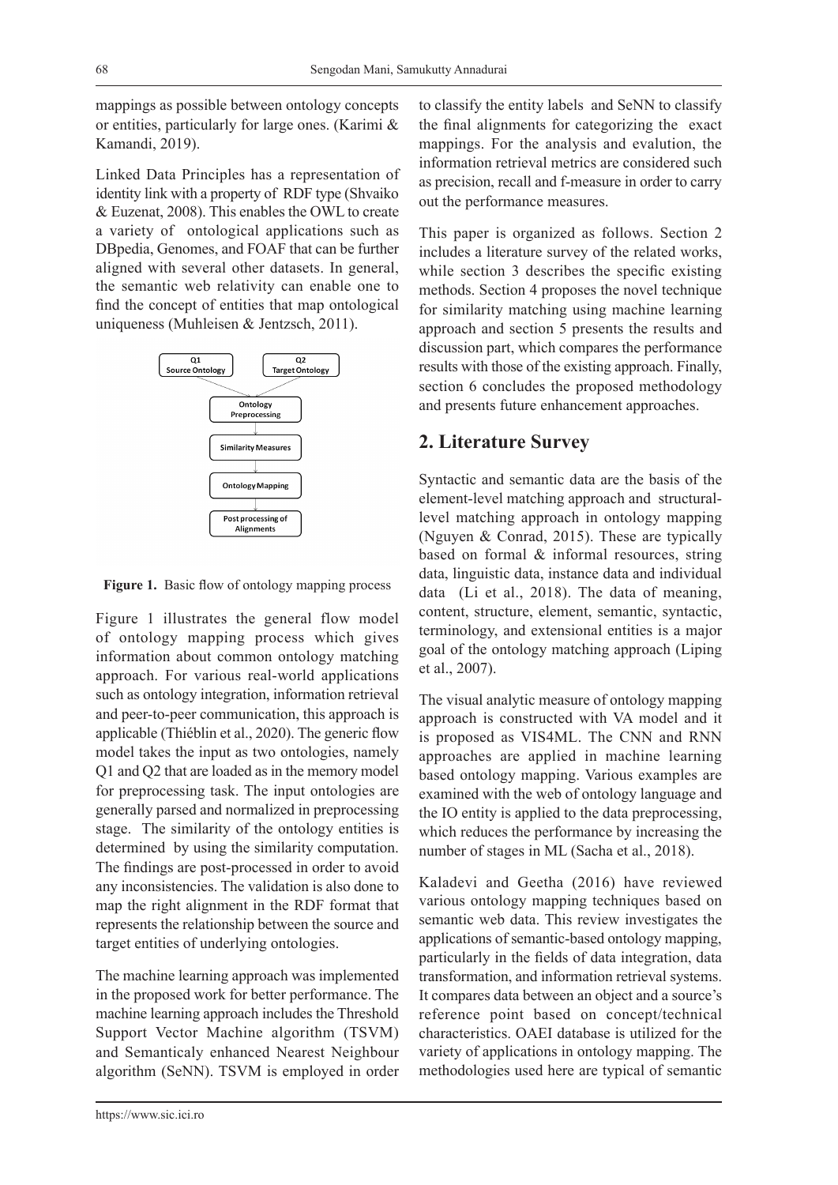mappings as possible between ontology concepts or entities, particularly for large ones. (Karimi & Kamandi, 2019).

Linked Data Principles has a representation of identity link with a property of RDF type (Shvaiko & Euzenat, 2008). This enables the OWL to create a variety of ontological applications such as DBpedia, Genomes, and FOAF that can be further aligned with several other datasets. In general, the semantic web relativity can enable one to find the concept of entities that map ontological uniqueness (Muhleisen & Jentzsch, 2011).

Q1 Source Ontology → Q2 Target Ontology → Ontology Preprocessing → Similarity Measures → Ontology Mapping → Post processing of Alignments

**Figure 1.** Basic flow of ontology mapping process

Figure 1 illustrates the general flow model of ontology mapping process which gives information about common ontology matching approach. For various real-world applications such as ontology integration, information retrieval and peer-to-peer communication, this approach is applicable (Thiéblin et al., 2020). The generic flow model takes the input as two ontologies, namely Q1 and Q2 that are loaded as in the memory model for preprocessing task. The input ontologies are generally parsed and normalized in preprocessing stage. The similarity of the ontology entities is determined by using the similarity computation. The findings are post-processed in order to avoid any inconsistencies. The validation is also done to map the right alignment in the RDF format that represents the relationship between the source and target entities of underlying ontologies.

The machine learning approach was implemented in the proposed work for better performance. The machine learning approach includes the Threshold Support Vector Machine algorithm (TSVM) and Semanticaly enhanced Nearest Neighbour algorithm (SeNN). TSVM is employed in order to classify the entity labels and SeNN to classify the final alignments for categorizing the exact mappings. For the analysis and evalution, the information retrieval metrics are considered such as precision, recall and f-measure in order to carry out the performance measures.

This paper is organized as follows. Section 2 includes a literature survey of the related works, while section 3 describes the specific existing methods. Section 4 proposes the novel technique for similarity matching using machine learning approach and section 5 presents the results and discussion part, which compares the performance results with those of the existing approach. Finally, section 6 concludes the proposed methodology and presents future enhancement approaches.

## 2. Literature Survey

Syntactic and semantic data are the basis of the element-level matching approach and structural-level matching approach in ontology mapping (Nguyen & Conrad, 2015). These are typically based on formal & informal resources, string data, linguistic data, instance data and individual data (Li et al., 2018). The data of meaning, content, structure, element, semantic, syntactic, terminology, and extensional entities is a major goal of the ontology matching approach (Liping et al., 2007).

The visual analytic measure of ontology mapping approach is constructed with VA model and it is proposed as VIS4ML. The CNN and RNN approaches are applied in machine learning based ontology mapping. Various examples are examined with the web of ontology language and the IO entity is applied to the data preprocessing, which reduces the performance by increasing the number of stages in ML (Sacha et al., 2018).

Kaladevi and Geetha (2016) have reviewed various ontology mapping techniques based on semantic web data. This review investigates the applications of semantic-based ontology mapping, particularly in the fields of data integration, data transformation, and information retrieval systems. It compares data between an object and a source's reference point based on concept/technical characteristics. OAEI database is utilized for the variety of applications in ontology mapping. The methodologies used here are typical of semantic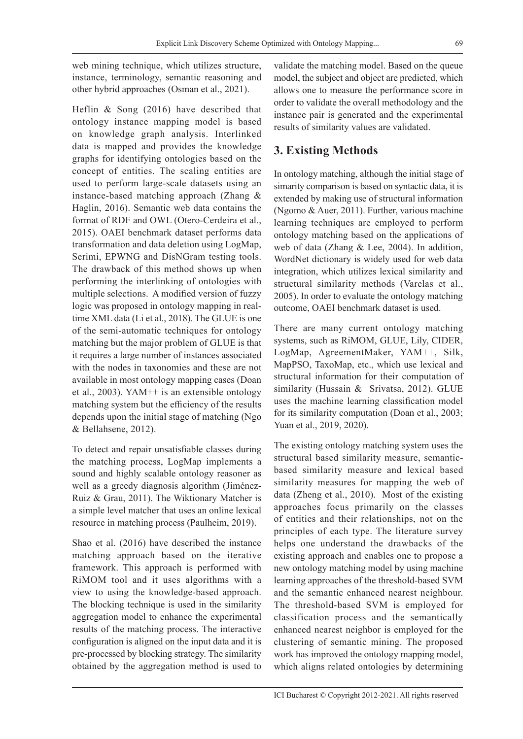web mining technique, which utilizes structure, instance, terminology, semantic reasoning and other hybrid approaches (Osman et al., 2021).

Heflin & Song (2016) have described that ontology instance mapping model is based on knowledge graph analysis. Interlinked data is mapped and provides the knowledge graphs for identifying ontologies based on the concept of entities. The scaling entities are used to perform large-scale datasets using an instance-based matching approach (Zhang & Haglin, 2016). Semantic web data contains the format of RDF and OWL (Otero-Cerdeira et al., 2015). OAEI benchmark dataset performs data transformation and data deletion using LogMap, Serimi, EPWNG and DisNGram testing tools. The drawback of this method shows up when performing the interlinking of ontologies with multiple selections. A modified version of fuzzy logic was proposed in ontology mapping in real-time XML data (Li et al., 2018). The GLUE is one of the semi-automatic techniques for ontology matching but the major problem of GLUE is that it requires a large number of instances associated with the nodes in taxonomies and these are not available in most ontology mapping cases (Doan et al., 2003). YAM++ is an extensible ontology matching system but the efficiency of the results depends upon the initial stage of matching (Ngo & Bellahsene, 2012).

To detect and repair unsatisfiable classes during the matching process, LogMap implements a sound and highly scalable ontology reasoner as well as a greedy diagnosis algorithm (Jiménez-Ruiz & Grau, 2011). The Wiktionary Matcher is a simple level matcher that uses an online lexical resource in matching process (Paulheim, 2019).

Shao et al. (2016) have described the instance matching approach based on the iterative framework. This approach is performed with RiMOM tool and it uses algorithms with a view to using the knowledge-based approach. The blocking technique is used in the similarity aggregation model to enhance the experimental results of the matching process. The interactive configuration is aligned on the input data and it is pre-processed by blocking strategy. The similarity obtained by the aggregation method is used to validate the matching model. Based on the queue model, the subject and object are predicted, which allows one to measure the performance score in order to validate the overall methodology and the instance pair is generated and the experimental results of similarity values are validated.

## 3. Existing Methods

In ontology matching, although the initial stage of simarity comparison is based on syntactic data, it is extended by making use of structural information (Ngomo & Auer, 2011). Further, various machine learning techniques are employed to perform ontology matching based on the applications of web of data (Zhang & Lee, 2004). In addition, WordNet dictionary is widely used for web data integration, which utilizes lexical similarity and structural similarity methods (Varelas et al., 2005). In order to evaluate the ontology matching outcome, OAEI benchmark dataset is used.

There are many current ontology matching systems, such as RiMOM, GLUE, Lily, CIDER, LogMap, AgreementMaker, YAM++, Silk, MapPSO, TaxoMap, etc., which use lexical and structural information for their computation of similarity (Hussain & Srivatsa, 2012). GLUE uses the machine learning classification model for its similarity computation (Doan et al., 2003; Yuan et al., 2019, 2020).

The existing ontology matching system uses the structural based similarity measure, semantic-based similarity measure and lexical based similarity measures for mapping the web of data (Zheng et al., 2010). Most of the existing approaches focus primarily on the classes of entities and their relationships, not on the principles of each type. The literature survey helps one understand the drawbacks of the existing approach and enables one to propose a new ontology matching model by using machine learning approaches of the threshold-based SVM and the semantic enhanced nearest neighbour. The threshold-based SVM is employed for classification process and the semantically enhanced nearest neighbor is employed for the clustering of semantic mining. The proposed work has improved the ontology mapping model, which aligns related ontologies by determining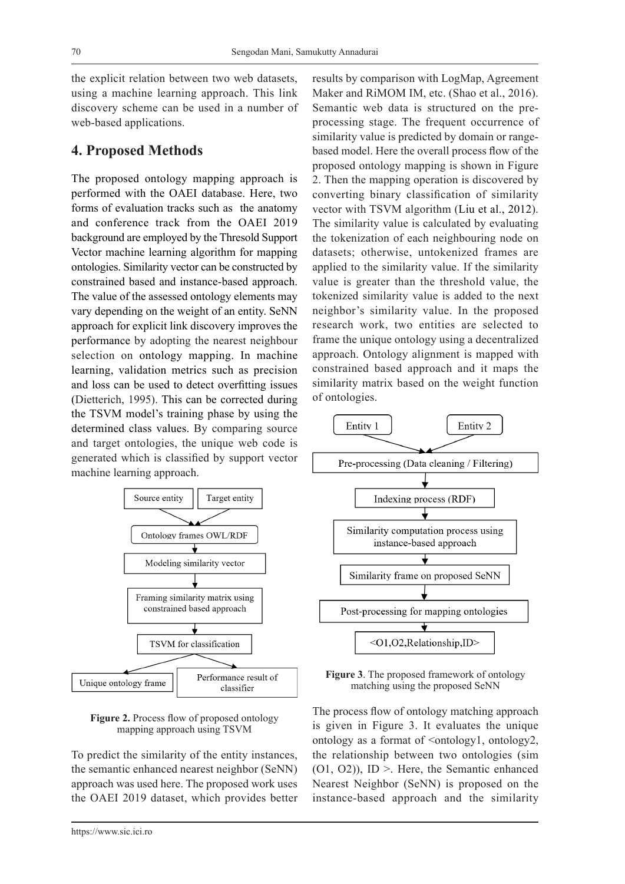the explicit relation between two web datasets, using a machine learning approach. This link discovery scheme can be used in a number of web-based applications.

## 4. Proposed Methods

The proposed ontology mapping approach is performed with the OAEI database. Here, two forms of evaluation tracks such as the anatomy and conference track from the OAEI 2019 background are employed by the Thresold Support Vector machine learning algorithm for mapping ontologies. Similarity vector can be constructed by constrained based and instance-based approach. The value of the assessed ontology elements may vary depending on the weight of an entity. SeNN approach for explicit link discovery improves the performance by adopting the nearest neighbour selection on ontology mapping. In machine learning, validation metrics such as precision and loss can be used to detect overfitting issues (Dietterich, 1995). This can be corrected during the TSVM model's training phase by using the determined class values. By comparing source and target ontologies, the unique web code is generated which is classified by support vector machine learning approach.

**Figure 2.** Process flow of proposed ontology mapping approach using TSVM

To predict the similarity of the entity instances, the semantic enhanced nearest neighbor (SeNN) approach was used here. The proposed work uses the OAEI 2019 dataset, which provides better results by comparison with LogMap, Agreement Maker and RiMOM IM, etc. (Shao et al., 2016). Semantic web data is structured on the pre-processing stage. The frequent occurrence of similarity value is predicted by domain or range-based model. Here the overall process flow of the proposed ontology mapping is shown in Figure 2. Then the mapping operation is discovered by converting binary classification of similarity vector with TSVM algorithm (Liu et al., 2012). The similarity value is calculated by evaluating the tokenization of each neighbouring node on datasets; otherwise, untokenized frames are applied to the similarity value. If the similarity value is greater than the threshold value, the tokenized similarity value is added to the next neighbor's similarity value. In the proposed research work, two entities are selected to frame the unique ontology using a decentralized approach. Ontology alignment is mapped with constrained based approach and it maps the similarity matrix based on the weight function of ontologies.

**Figure 3**. The proposed framework of ontology matching using the proposed SeNN

The process flow of ontology matching approach is given in Figure 3. It evaluates the unique ontology as a format of <ontology1, ontology2, the relationship between two ontologies (sim (O1, O2)), ID >. Here, the Semantic enhanced Nearest Neighbor (SeNN) is proposed on the instance-based approach and the similarity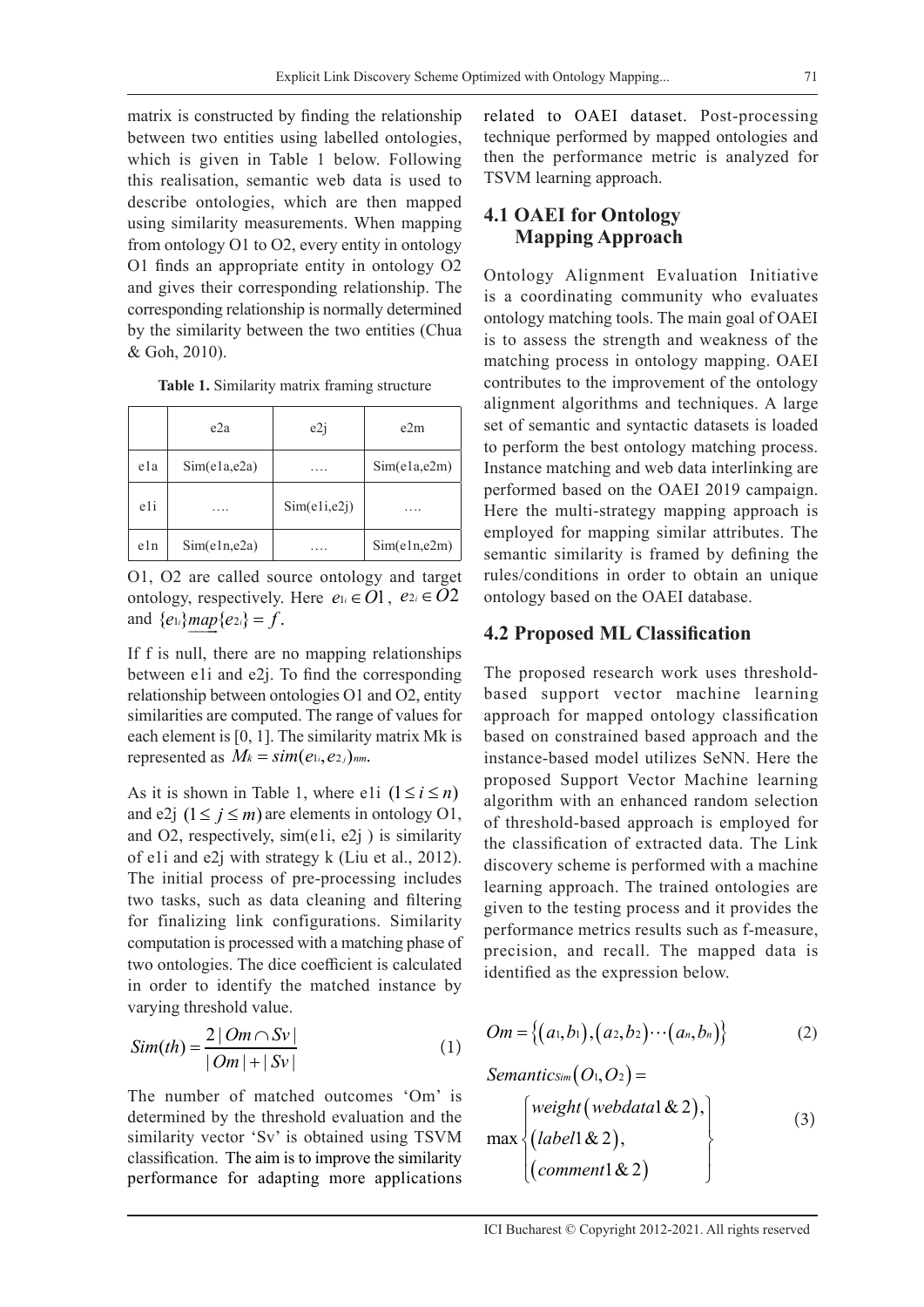matrix is constructed by finding the relationship between two entities using labelled ontologies, which is given in Table 1 below. Following this realisation, semantic web data is used to describe ontologies, which are then mapped using similarity measurements. When mapping from ontology O1 to O2, every entity in ontology O1 finds an appropriate entity in ontology O2 and gives their corresponding relationship. The corresponding relationship is normally determined by the similarity between the two entities (Chua & Goh, 2010).

**Table 1.** Similarity matrix framing structure

| | e2a | e2j | e2m |
|---|---|---|---|
| e1a | Sim(e1a,e2a) | …. | Sim(e1a,e2m) |
| e1i | …. | Sim(e1i,e2j) | …. |
| e1n | Sim(e1n,e2a) | …. | Sim(e1n,e2m) |

O1, O2 are called source ontology and target ontology, respectively. Here $e_{1i} \in O1$, $e_{2i} \in O2$ and $\{e_{1i}\}\underrightarrow{map}\{e_{2i}\} = f$.

If f is null, there are no mapping relationships between e1i and e2j. To find the corresponding relationship between ontologies O1 and O2, entity similarities are computed. The range of values for each element is [0, 1]. The similarity matrix Mk is represented as $M_k = sim(e_{1i}, e_{2j})_{nm}$.

As it is shown in Table 1, where e1i $(1 \le i \le n)$ and e2j $(1 \le j \le m)$ are elements in ontology O1, and O2, respectively, sim(e1i, e2j ) is similarity of e1i and e2j with strategy k (Liu et al., 2012). The initial process of pre-processing includes two tasks, such as data cleaning and filtering for finalizing link configurations. Similarity computation is processed with a matching phase of two ontologies. The dice coefficient is calculated in order to identify the matched instance by varying threshold value.

$$Sim(th) = \frac{2\,|Om \cap Sv|}{|Om| + |Sv|} \tag{1}$$

The number of matched outcomes 'Om' is determined by the threshold evaluation and the similarity vector 'Sv' is obtained using TSVM classification. The aim is to improve the similarity performance for adapting more applications related to OAEI dataset. Post-processing technique performed by mapped ontologies and then the performance metric is analyzed for TSVM learning approach.

## 4.1 OAEI for Ontology Mapping Approach

Ontology Alignment Evaluation Initiative is a coordinating community who evaluates ontology matching tools. The main goal of OAEI is to assess the strength and weakness of the matching process in ontology mapping. OAEI contributes to the improvement of the ontology alignment algorithms and techniques. A large set of semantic and syntactic datasets is loaded to perform the best ontology matching process. Instance matching and web data interlinking are performed based on the OAEI 2019 campaign. Here the multi-strategy mapping approach is employed for mapping similar attributes. The semantic similarity is framed by defining the rules/conditions in order to obtain an unique ontology based on the OAEI database.

## 4.2 Proposed ML Classification

The proposed research work uses threshold-based support vector machine learning approach for mapped ontology classification based on constrained based approach and the instance-based model utilizes SeNN. Here the proposed Support Vector Machine learning algorithm with an enhanced random selection of threshold-based approach is employed for the classification of extracted data. The Link discovery scheme is performed with a machine learning approach. The trained ontologies are given to the testing process and it provides the performance metrics results such as f-measure, precision, and recall. The mapped data is identified as the expression below.

$$Om = \{(a_1, b_1), (a_2, b_2) \cdots (a_n, b_n)\} \tag{2}$$

$$Semantic_{Sim}(O_1, O_2) = \max\left\{\begin{array}{l} weight(webdata1\,\&\,2), \\ (label1\,\&\,2), \\ (comment1\,\&\,2) \end{array}\right\} \tag{3}$$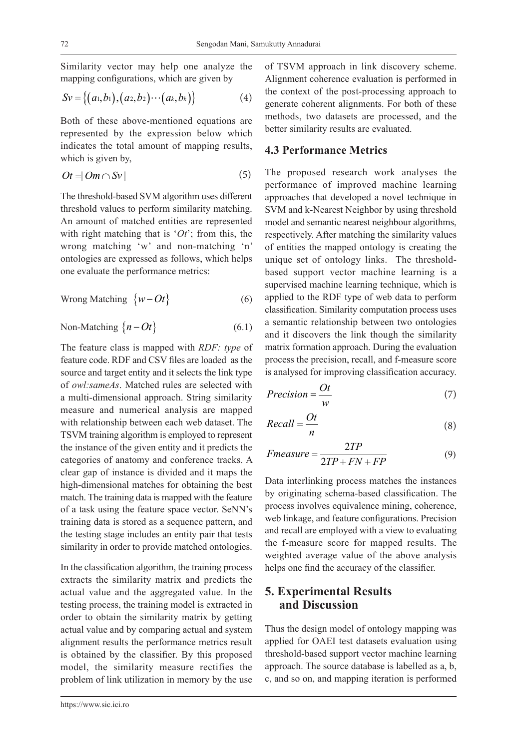Similarity vector may help one analyze the mapping configurations, which are given by

$$Sv = \{(a_1, b_1), (a_2, b_2) \cdots (a_k, b_k)\} \tag{4}$$

Both of these above-mentioned equations are represented by the expression below which indicates the total amount of mapping results, which is given by,

$$Ot = | Om \cap Sv | \tag{5}$$

The threshold-based SVM algorithm uses different threshold values to perform similarity matching. An amount of matched entities are represented with right matching that is '$Ot$'; from this, the wrong matching 'w' and non-matching 'n' ontologies are expressed as follows, which helps one evaluate the performance metrics:

$$\text{Wrong Matching } \{w - Ot\} \tag{6}$$

$$\text{Non-Matching } \{n - Ot\} \tag{6.1}$$

The feature class is mapped with *RDF: type* of feature code. RDF and CSV files are loaded as the source and target entity and it selects the link type of *owl:sameAs*. Matched rules are selected with a multi-dimensional approach. String similarity measure and numerical analysis are mapped with relationship between each web dataset. The TSVM training algorithm is employed to represent the instance of the given entity and it predicts the categories of anatomy and conference tracks. A clear gap of instance is divided and it maps the high-dimensional matches for obtaining the best match. The training data is mapped with the feature of a task using the feature space vector. SeNN's training data is stored as a sequence pattern, and the testing stage includes an entity pair that tests similarity in order to provide matched ontologies.

In the classification algorithm, the training process extracts the similarity matrix and predicts the actual value and the aggregated value. In the testing process, the training model is extracted in order to obtain the similarity matrix by getting actual value and by comparing actual and system alignment results the performance metrics result is obtained by the classifier. By this proposed model, the similarity measure rectifies the problem of link utilization in memory by the use of TSVM approach in link discovery scheme. Alignment coherence evaluation is performed in the context of the post-processing approach to generate coherent alignments. For both of these methods, two datasets are processed, and the better similarity results are evaluated.

## 4.3 Performance Metrics

The proposed research work analyses the performance of improved machine learning approaches that developed a novel technique in SVM and k-Nearest Neighbor by using threshold model and semantic nearest neighbour algorithms, respectively. After matching the similarity values of entities the mapped ontology is creating the unique set of ontology links. The threshold-based support vector machine learning is a supervised machine learning technique, which is applied to the RDF type of web data to perform classification. Similarity computation process uses a semantic relationship between two ontologies and it discovers the link though the similarity matrix formation approach. During the evaluation process the precision, recall, and f-measure score is analysed for improving classification accuracy.

$$Precision = \frac{Ot}{w} \tag{7}$$

$$Recall = \frac{Ot}{n} \tag{8}$$

$$Fmeasure = \frac{2TP}{2TP + FN + FP} \tag{9}$$

Data interlinking process matches the instances by originating schema-based classification. The process involves equivalence mining, coherence, web linkage, and feature configurations. Precision and recall are employed with a view to evaluating the f-measure score for mapped results. The weighted average value of the above analysis helps one find the accuracy of the classifier.

# 5. Experimental Results and Discussion

Thus the design model of ontology mapping was applied for OAEI test datasets evaluation using threshold-based support vector machine learning approach. The source database is labelled as a, b, c, and so on, and mapping iteration is performed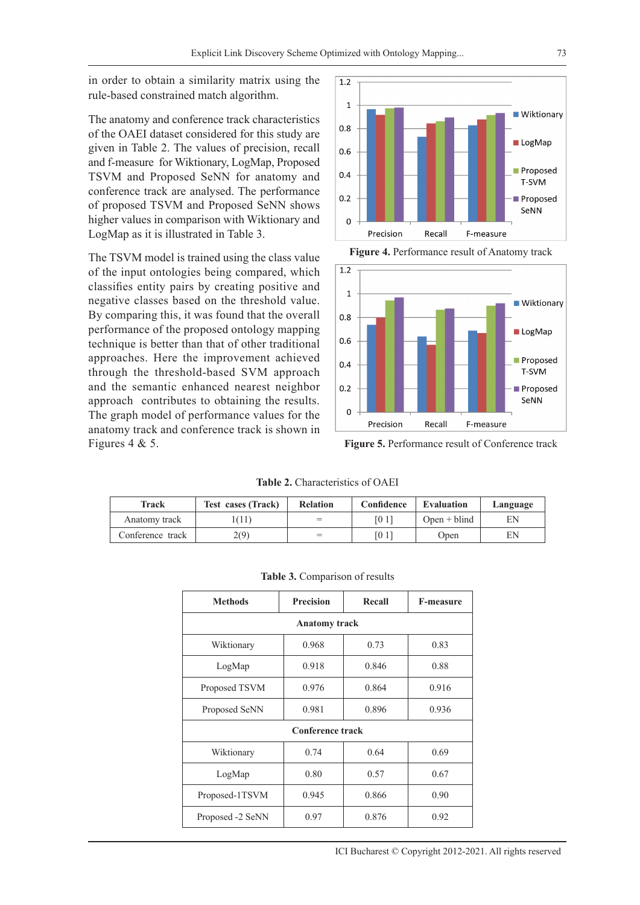in order to obtain a similarity matrix using the rule-based constrained match algorithm.

The anatomy and conference track characteristics of the OAEI dataset considered for this study are given in Table 2. The values of precision, recall and f-measure for Wiktionary, LogMap, Proposed TSVM and Proposed SeNN for anatomy and conference track are analysed. The performance of proposed TSVM and Proposed SeNN shows higher values in comparison with Wiktionary and LogMap as it is illustrated in Table 3.

The TSVM model is trained using the class value of the input ontologies being compared, which classifies entity pairs by creating positive and negative classes based on the threshold value. By comparing this, it was found that the overall performance of the proposed ontology mapping technique is better than that of other traditional approaches. Here the improvement achieved through the threshold-based SVM approach and the semantic enhanced nearest neighbor approach contributes to obtaining the results. The graph model of performance values for the anatomy track and conference track is shown in Figures 4 & 5.

**Figure 4.** Performance result of Anatomy track

**Figure 5.** Performance result of Conference track

**Table 2.** Characteristics of OAEI

| Track | Test cases (Track) | Relation | Confidence | Evaluation | Language |
|---|---|---|---|---|---|
| Anatomy track | 1(11) | = | [0 1] | Open + blind | EN |
| Conference track | 2(9) | = | [0 1] | Open | EN |

**Table 3.** Comparison of results

| Methods | Precision | Recall | F-measure |
|---|---|---|---|
| **Anatomy track** | | | |
| Wiktionary | 0.968 | 0.73 | 0.83 |
| LogMap | 0.918 | 0.846 | 0.88 |
| Proposed TSVM | 0.976 | 0.864 | 0.916 |
| Proposed SeNN | 0.981 | 0.896 | 0.936 |
| **Conference track** | | | |
| Wiktionary | 0.74 | 0.64 | 0.69 |
| LogMap | 0.80 | 0.57 | 0.67 |
| Proposed-1TSVM | 0.945 | 0.866 | 0.90 |
| Proposed -2 SeNN | 0.97 | 0.876 | 0.92 |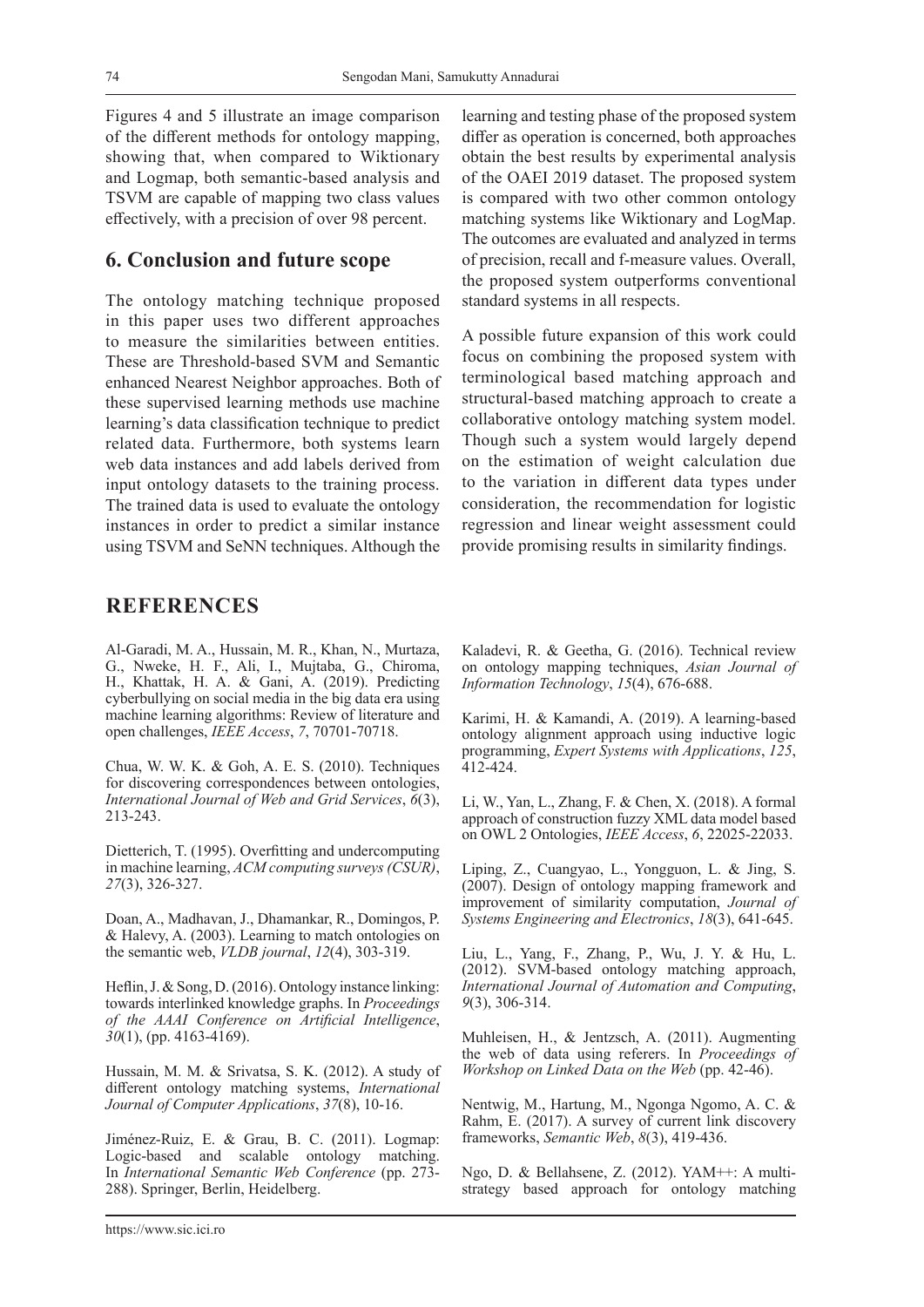Figures 4 and 5 illustrate an image comparison of the different methods for ontology mapping, showing that, when compared to Wiktionary and Logmap, both semantic-based analysis and TSVM are capable of mapping two class values effectively, with a precision of over 98 percent.

## 6. Conclusion and future scope

The ontology matching technique proposed in this paper uses two different approaches to measure the similarities between entities. These are Threshold-based SVM and Semantic enhanced Nearest Neighbor approaches. Both of these supervised learning methods use machine learning's data classification technique to predict related data. Furthermore, both systems learn web data instances and add labels derived from input ontology datasets to the training process. The trained data is used to evaluate the ontology instances in order to predict a similar instance using TSVM and SeNN techniques. Although the learning and testing phase of the proposed system differ as operation is concerned, both approaches obtain the best results by experimental analysis of the OAEI 2019 dataset. The proposed system is compared with two other common ontology matching systems like Wiktionary and LogMap. The outcomes are evaluated and analyzed in terms of precision, recall and f-measure values. Overall, the proposed system outperforms conventional standard systems in all respects.

A possible future expansion of this work could focus on combining the proposed system with terminological based matching approach and structural-based matching approach to create a collaborative ontology matching system model. Though such a system would largely depend on the estimation of weight calculation due to the variation in different data types under consideration, the recommendation for logistic regression and linear weight assessment could provide promising results in similarity findings.

## REFERENCES

Al-Garadi, M. A., Hussain, M. R., Khan, N., Murtaza, G., Nweke, H. F., Ali, I., Mujtaba, G., Chiroma, H., Khattak, H. A. & Gani, A. (2019). Predicting cyberbullying on social media in the big data era using machine learning algorithms: Review of literature and open challenges, *IEEE Access*, *7*, 70701-70718.

Chua, W. W. K. & Goh, A. E. S. (2010). Techniques for discovering correspondences between ontologies, *International Journal of Web and Grid Services*, *6*(3), 213-243.

Dietterich, T. (1995). Overfitting and undercomputing in machine learning, *ACM computing surveys (CSUR)*, *27*(3), 326-327.

Doan, A., Madhavan, J., Dhamankar, R., Domingos, P. & Halevy, A. (2003). Learning to match ontologies on the semantic web, *VLDB journal*, *12*(4), 303-319.

Heflin, J. & Song, D. (2016). Ontology instance linking: towards interlinked knowledge graphs. In *Proceedings of the AAAI Conference on Artificial Intelligence*, *30*(1), (pp. 4163-4169).

Hussain, M. M. & Srivatsa, S. K. (2012). A study of different ontology matching systems, *International Journal of Computer Applications*, *37*(8), 10-16.

Jiménez-Ruiz, E. & Grau, B. C. (2011). Logmap: Logic-based and scalable ontology matching. In *International Semantic Web Conference* (pp. 273-288). Springer, Berlin, Heidelberg.

Kaladevi, R. & Geetha, G. (2016). Technical review on ontology mapping techniques, *Asian Journal of Information Technology*, *15*(4), 676-688.

Karimi, H. & Kamandi, A. (2019). A learning-based ontology alignment approach using inductive logic programming, *Expert Systems with Applications*, *125*, 412-424.

Li, W., Yan, L., Zhang, F. & Chen, X. (2018). A formal approach of construction fuzzy XML data model based on OWL 2 Ontologies, *IEEE Access*, *6*, 22025-22033.

Liping, Z., Cuangyao, L., Yongguon, L. & Jing, S. (2007). Design of ontology mapping framework and improvement of similarity computation, *Journal of Systems Engineering and Electronics*, *18*(3), 641-645.

Liu, L., Yang, F., Zhang, P., Wu, J. Y. & Hu, L. (2012). SVM-based ontology matching approach, *International Journal of Automation and Computing*, *9*(3), 306-314.

Muhleisen, H., & Jentzsch, A. (2011). Augmenting the web of data using referers. In *Proceedings of Workshop on Linked Data on the Web* (pp. 42-46).

Nentwig, M., Hartung, M., Ngonga Ngomo, A. C. & Rahm, E. (2017). A survey of current link discovery frameworks, *Semantic Web*, *8*(3), 419-436.

Ngo, D. & Bellahsene, Z. (2012). YAM++: A multi-strategy based approach for ontology matching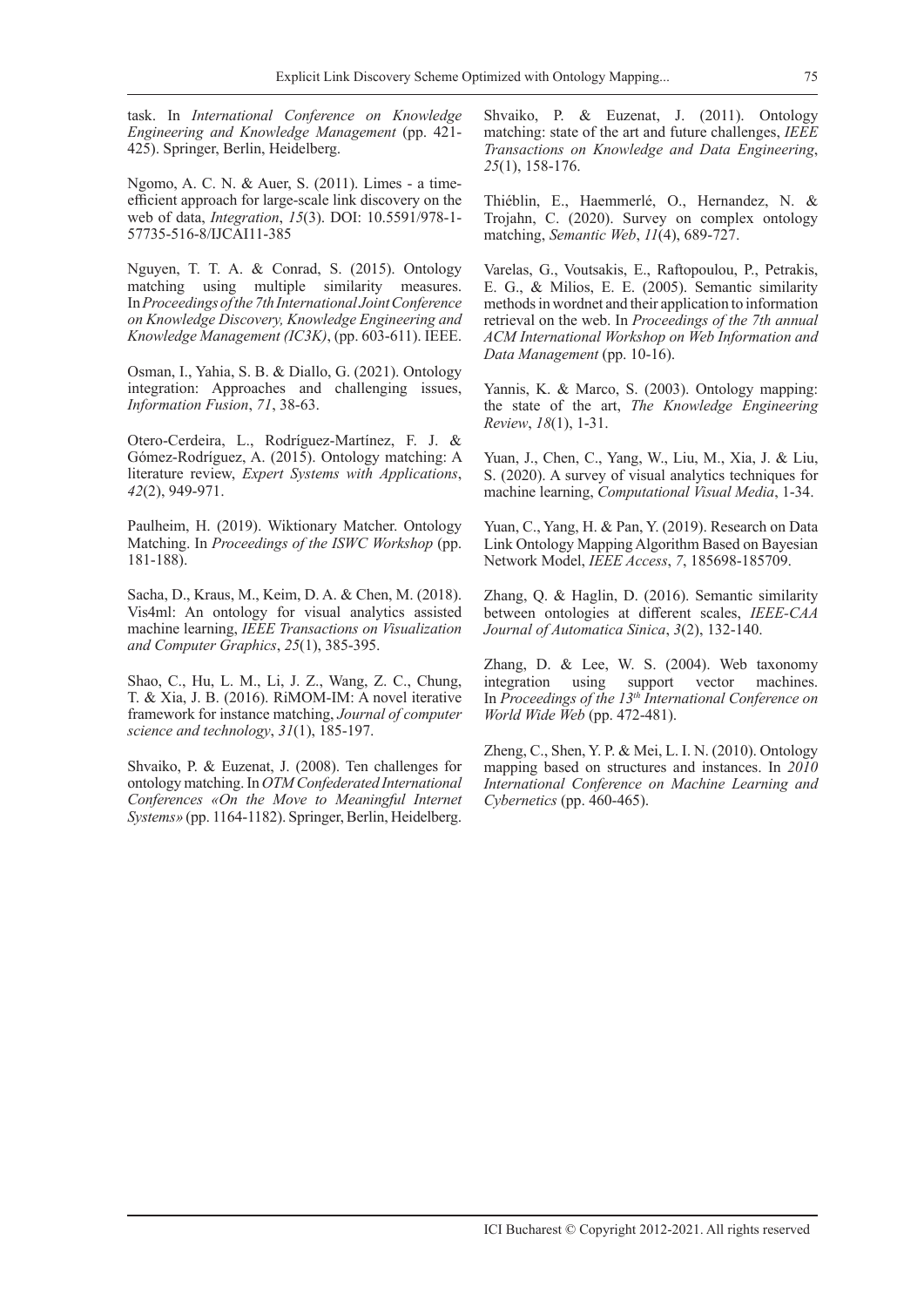task. In *International Conference on Knowledge Engineering and Knowledge Management* (pp. 421-425). Springer, Berlin, Heidelberg.

Ngomo, A. C. N. & Auer, S. (2011). Limes - a time-efficient approach for large-scale link discovery on the web of data, *Integration*, *15*(3). DOI: 10.5591/978-1-57735-516-8/IJCAI11-385

Nguyen, T. T. A. & Conrad, S. (2015). Ontology matching using multiple similarity measures. In *Proceedings of the 7th International Joint Conference on Knowledge Discovery, Knowledge Engineering and Knowledge Management (IC3K)*, (pp. 603-611). IEEE.

Osman, I., Yahia, S. B. & Diallo, G. (2021). Ontology integration: Approaches and challenging issues, *Information Fusion*, *71*, 38-63.

Otero-Cerdeira, L., Rodríguez-Martínez, F. J. & Gómez-Rodríguez, A. (2015). Ontology matching: A literature review, *Expert Systems with Applications*, *42*(2), 949-971.

Paulheim, H. (2019). Wiktionary Matcher. Ontology Matching. In *Proceedings of the ISWC Workshop* (pp. 181-188).

Sacha, D., Kraus, M., Keim, D. A. & Chen, M. (2018). Vis4ml: An ontology for visual analytics assisted machine learning, *IEEE Transactions on Visualization and Computer Graphics*, *25*(1), 385-395.

Shao, C., Hu, L. M., Li, J. Z., Wang, Z. C., Chung, T. & Xia, J. B. (2016). RiMOM-IM: A novel iterative framework for instance matching, *Journal of computer science and technology*, *31*(1), 185-197.

Shvaiko, P. & Euzenat, J. (2008). Ten challenges for ontology matching. In *OTM Confederated International Conferences «On the Move to Meaningful Internet Systems»* (pp. 1164-1182). Springer, Berlin, Heidelberg.

Shvaiko, P. & Euzenat, J. (2011). Ontology matching: state of the art and future challenges, *IEEE Transactions on Knowledge and Data Engineering*, *25*(1), 158-176.

Thiéblin, E., Haemmerlé, O., Hernandez, N. & Trojahn, C. (2020). Survey on complex ontology matching, *Semantic Web*, *11*(4), 689-727.

Varelas, G., Voutsakis, E., Raftopoulou, P., Petrakis, E. G., & Milios, E. E. (2005). Semantic similarity methods in wordnet and their application to information retrieval on the web. In *Proceedings of the 7th annual ACM International Workshop on Web Information and Data Management* (pp. 10-16).

Yannis, K. & Marco, S. (2003). Ontology mapping: the state of the art, *The Knowledge Engineering Review*, *18*(1), 1-31.

Yuan, J., Chen, C., Yang, W., Liu, M., Xia, J. & Liu, S. (2020). A survey of visual analytics techniques for machine learning, *Computational Visual Media*, 1-34.

Yuan, C., Yang, H. & Pan, Y. (2019). Research on Data Link Ontology Mapping Algorithm Based on Bayesian Network Model, *IEEE Access*, *7*, 185698-185709.

Zhang, Q. & Haglin, D. (2016). Semantic similarity between ontologies at different scales, *IEEE-CAA Journal of Automatica Sinica*, *3*(2), 132-140.

Zhang, D. & Lee, W. S. (2004). Web taxonomy integration using support vector machines. In *Proceedings of the 13th International Conference on World Wide Web* (pp. 472-481).

Zheng, C., Shen, Y. P. & Mei, L. I. N. (2010). Ontology mapping based on structures and instances. In *2010 International Conference on Machine Learning and Cybernetics* (pp. 460-465).